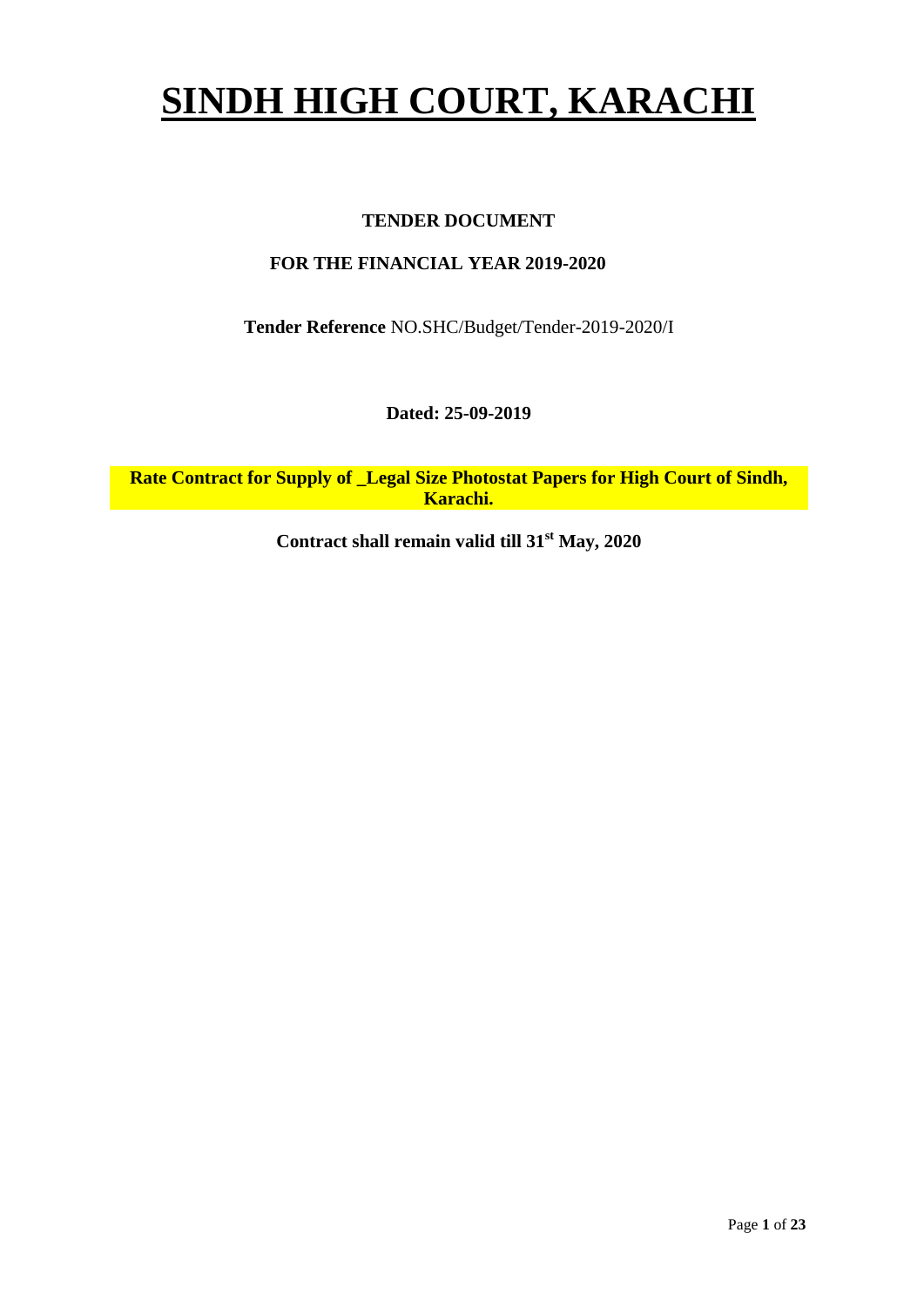# SINDH HIGH COURT, KARACHI

**TENDER DOCUMENT**

**FOR THE FINANCIAL YEAR 2019-2020**

**Tender Reference** NO.SHC/Budget/Tender-2019-2020/I

**Dated: 25-09-2019**

**Rate Contract for Supply of _Legal Size Photostat Papers for High Court of Sindh, Karachi.**

**Contract shall remain valid till 31st May, 2020**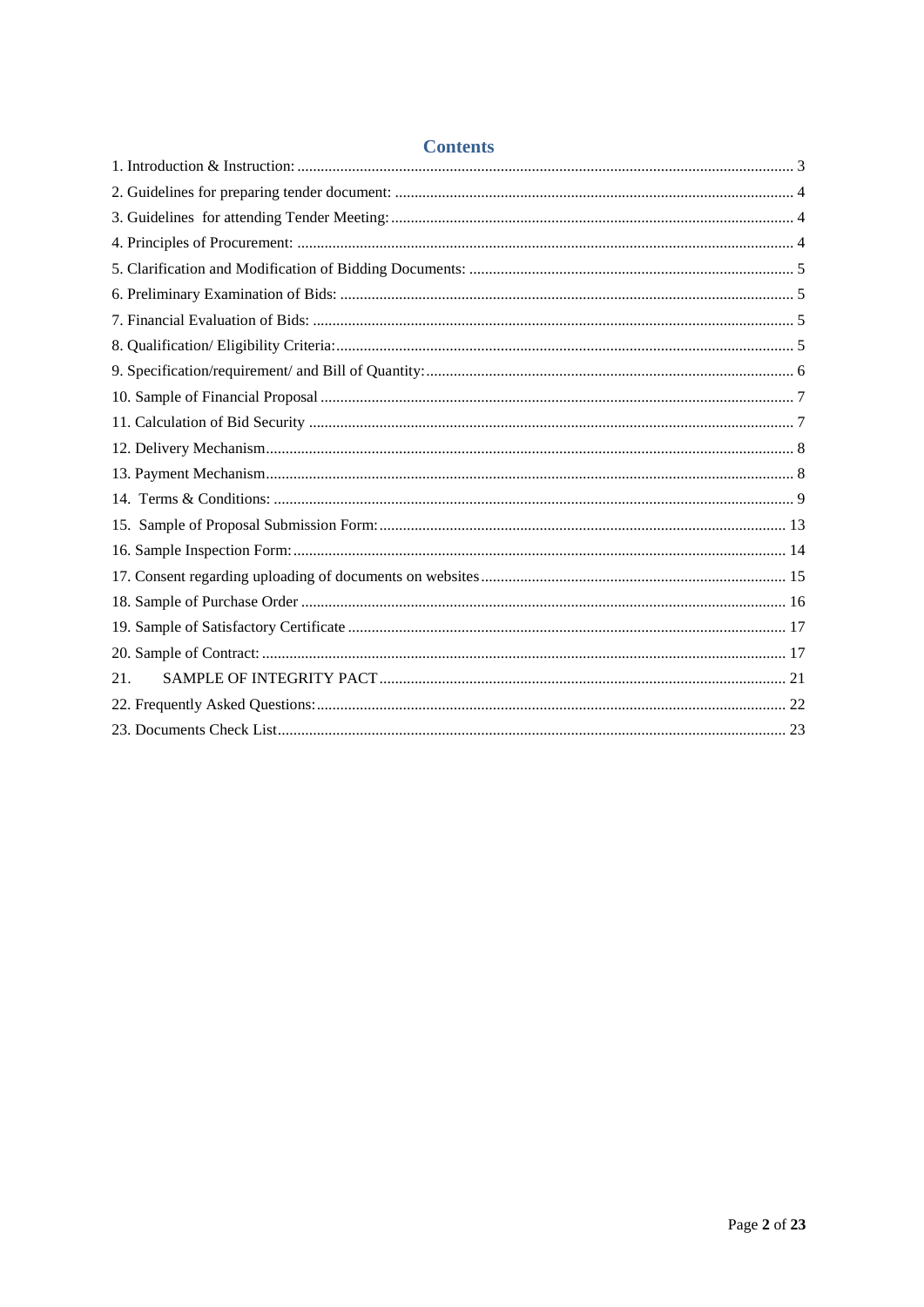# Contents

1. Introduction & Instruction: .............................................................. 3
2. Guidelines for preparing tender document: .............................................................. 4
3. Guidelines for attending Tender Meeting: .............................................................. 4
4. Principles of Procurement: .............................................................. 4
5. Clarification and Modification of Bidding Documents: .............................................................. 5
6. Preliminary Examination of Bids: .............................................................. 5
7. Financial Evaluation of Bids: .............................................................. 5
8. Qualification/ Eligibility Criteria: .............................................................. 5
9. Specification/requirement/ and Bill of Quantity: .............................................................. 6
10. Sample of Financial Proposal .............................................................. 7
11. Calculation of Bid Security .............................................................. 7
12. Delivery Mechanism .............................................................. 8
13. Payment Mechanism .............................................................. 8
14. Terms & Conditions: .............................................................. 9
15. Sample of Proposal Submission Form: .............................................................. 13
16. Sample Inspection Form: .............................................................. 14
17. Consent regarding uploading of documents on websites .............................................................. 15
18. Sample of Purchase Order .............................................................. 16
19. Sample of Satisfactory Certificate .............................................................. 17
20. Sample of Contract: .............................................................. 17
21. SAMPLE OF INTEGRITY PACT .............................................................. 21
22. Frequently Asked Questions: .............................................................. 22
23. Documents Check List .............................................................. 23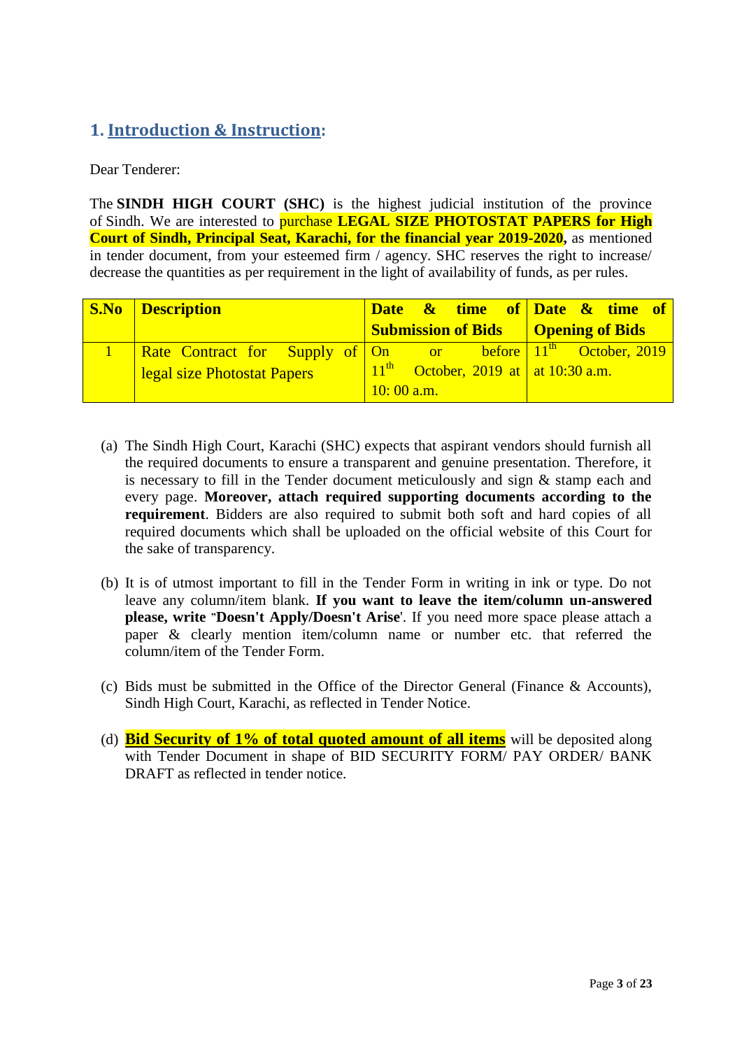## 1. Introduction & Instruction:

Dear Tenderer:

The **SINDH HIGH COURT (SHC)** is the highest judicial institution of the province of Sindh. We are interested to purchase **LEGAL SIZE PHOTOSTAT PAPERS for High Court of Sindh, Principal Seat, Karachi, for the financial year 2019-2020**, as mentioned in tender document, from your esteemed firm / agency. SHC reserves the right to increase/ decrease the quantities as per requirement in the light of availability of funds, as per rules.

| S.No | Description | Date & time of Submission of Bids | Date & time of Opening of Bids |
|---|---|---|---|
| 1 | Rate Contract for Supply of legal size Photostat Papers | On or before 11th October, 2019 at 10: 00 a.m. | 11th October, 2019 at 10:30 a.m. |

(a) The Sindh High Court, Karachi (SHC) expects that aspirant vendors should furnish all the required documents to ensure a transparent and genuine presentation. Therefore, it is necessary to fill in the Tender document meticulously and sign & stamp each and every page. **Moreover, attach required supporting documents according to the requirement**. Bidders are also required to submit both soft and hard copies of all required documents which shall be uploaded on the official website of this Court for the sake of transparency.

(b) It is of utmost important to fill in the Tender Form in writing in ink or type. Do not leave any column/item blank. **If you want to leave the item/column un-answered please, write "Doesn't Apply/Doesn't Arise**'. If you need more space please attach a paper & clearly mention item/column name or number etc. that referred the column/item of the Tender Form.

(c) Bids must be submitted in the Office of the Director General (Finance & Accounts), Sindh High Court, Karachi, as reflected in Tender Notice.

(d) **Bid Security of 1% of total quoted amount of all items** will be deposited along with Tender Document in shape of BID SECURITY FORM/ PAY ORDER/ BANK DRAFT as reflected in tender notice.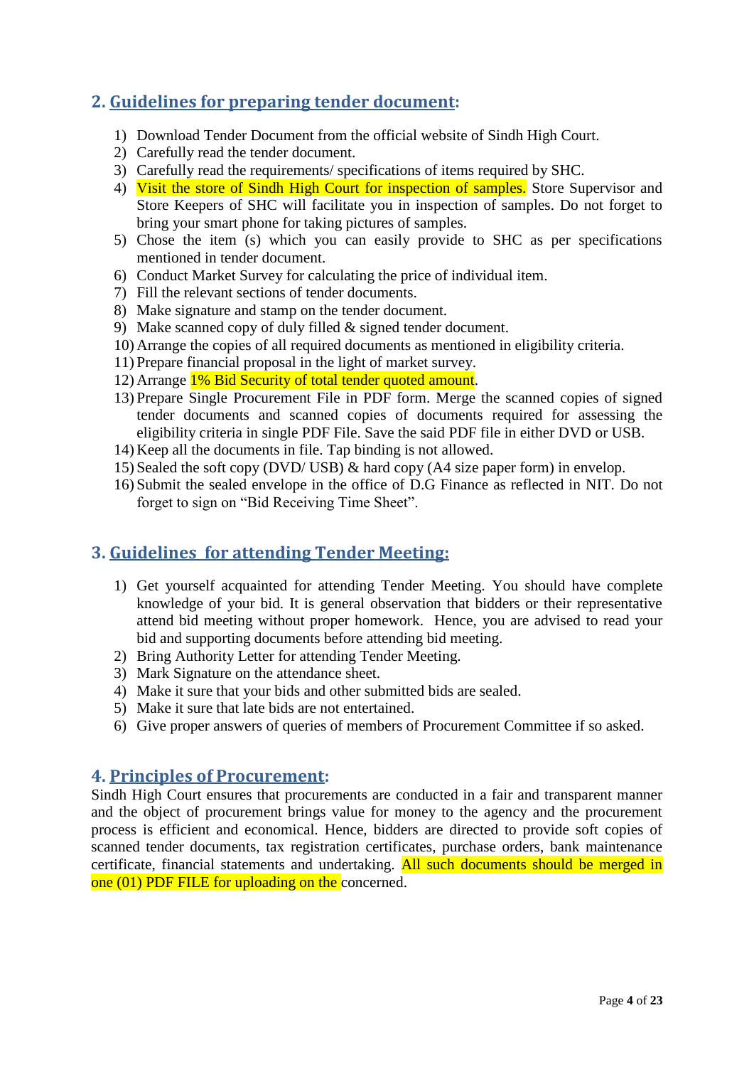## 2. Guidelines for preparing tender document:

1) Download Tender Document from the official website of Sindh High Court.
2) Carefully read the tender document.
3) Carefully read the requirements/ specifications of items required by SHC.
4) Visit the store of Sindh High Court for inspection of samples. Store Supervisor and Store Keepers of SHC will facilitate you in inspection of samples. Do not forget to bring your smart phone for taking pictures of samples.
5) Chose the item (s) which you can easily provide to SHC as per specifications mentioned in tender document.
6) Conduct Market Survey for calculating the price of individual item.
7) Fill the relevant sections of tender documents.
8) Make signature and stamp on the tender document.
9) Make scanned copy of duly filled & signed tender document.
10) Arrange the copies of all required documents as mentioned in eligibility criteria.
11) Prepare financial proposal in the light of market survey.
12) Arrange 1% Bid Security of total tender quoted amount.
13) Prepare Single Procurement File in PDF form. Merge the scanned copies of signed tender documents and scanned copies of documents required for assessing the eligibility criteria in single PDF File. Save the said PDF file in either DVD or USB.
14) Keep all the documents in file. Tap binding is not allowed.
15) Sealed the soft copy (DVD/ USB) & hard copy (A4 size paper form) in envelop.
16) Submit the sealed envelope in the office of D.G Finance as reflected in NIT. Do not forget to sign on "Bid Receiving Time Sheet".

## 3. Guidelines for attending Tender Meeting:

1) Get yourself acquainted for attending Tender Meeting. You should have complete knowledge of your bid. It is general observation that bidders or their representative attend bid meeting without proper homework. Hence, you are advised to read your bid and supporting documents before attending bid meeting.
2) Bring Authority Letter for attending Tender Meeting.
3) Mark Signature on the attendance sheet.
4) Make it sure that your bids and other submitted bids are sealed.
5) Make it sure that late bids are not entertained.
6) Give proper answers of queries of members of Procurement Committee if so asked.

## 4. Principles of Procurement:

Sindh High Court ensures that procurements are conducted in a fair and transparent manner and the object of procurement brings value for money to the agency and the procurement process is efficient and economical. Hence, bidders are directed to provide soft copies of scanned tender documents, tax registration certificates, purchase orders, bank maintenance certificate, financial statements and undertaking. All such documents should be merged in one (01) PDF FILE for uploading on the concerned.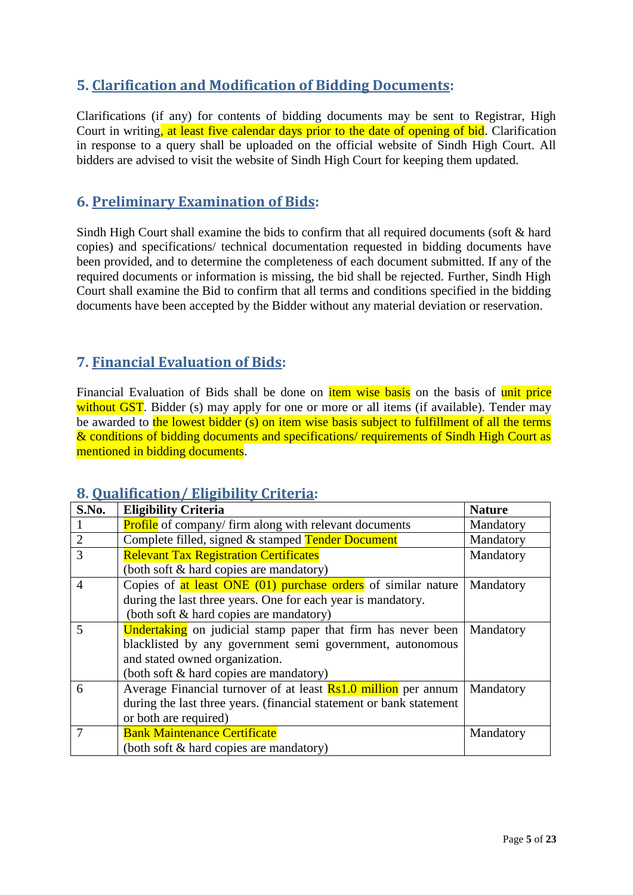## 5. Clarification and Modification of Bidding Documents:

Clarifications (if any) for contents of bidding documents may be sent to Registrar, High Court in writing, at least five calendar days prior to the date of opening of bid. Clarification in response to a query shall be uploaded on the official website of Sindh High Court. All bidders are advised to visit the website of Sindh High Court for keeping them updated.

## 6. Preliminary Examination of Bids:

Sindh High Court shall examine the bids to confirm that all required documents (soft & hard copies) and specifications/ technical documentation requested in bidding documents have been provided, and to determine the completeness of each document submitted. If any of the required documents or information is missing, the bid shall be rejected. Further, Sindh High Court shall examine the Bid to confirm that all terms and conditions specified in the bidding documents have been accepted by the Bidder without any material deviation or reservation.

## 7. Financial Evaluation of Bids:

Financial Evaluation of Bids shall be done on item wise basis on the basis of unit price without GST. Bidder (s) may apply for one or more or all items (if available). Tender may be awarded to the lowest bidder (s) on item wise basis subject to fulfillment of all the terms & conditions of bidding documents and specifications/ requirements of Sindh High Court as mentioned in bidding documents.

## 8. Qualification/ Eligibility Criteria:

| S.No. | Eligibility Criteria | Nature |
|---|---|---|
| 1 | Profile of company/ firm along with relevant documents | Mandatory |
| 2 | Complete filled, signed & stamped Tender Document | Mandatory |
| 3 | Relevant Tax Registration Certificates<br>(both soft & hard copies are mandatory) | Mandatory |
| 4 | Copies of at least ONE (01) purchase orders of similar nature during the last three years. One for each year is mandatory.<br>(both soft & hard copies are mandatory) | Mandatory |
| 5 | Undertaking on judicial stamp paper that firm has never been blacklisted by any government semi government, autonomous and stated owned organization.<br>(both soft & hard copies are mandatory) | Mandatory |
| 6 | Average Financial turnover of at least Rs1.0 million per annum during the last three years. (financial statement or bank statement or both are required) | Mandatory |
| 7 | Bank Maintenance Certificate<br>(both soft & hard copies are mandatory) | Mandatory |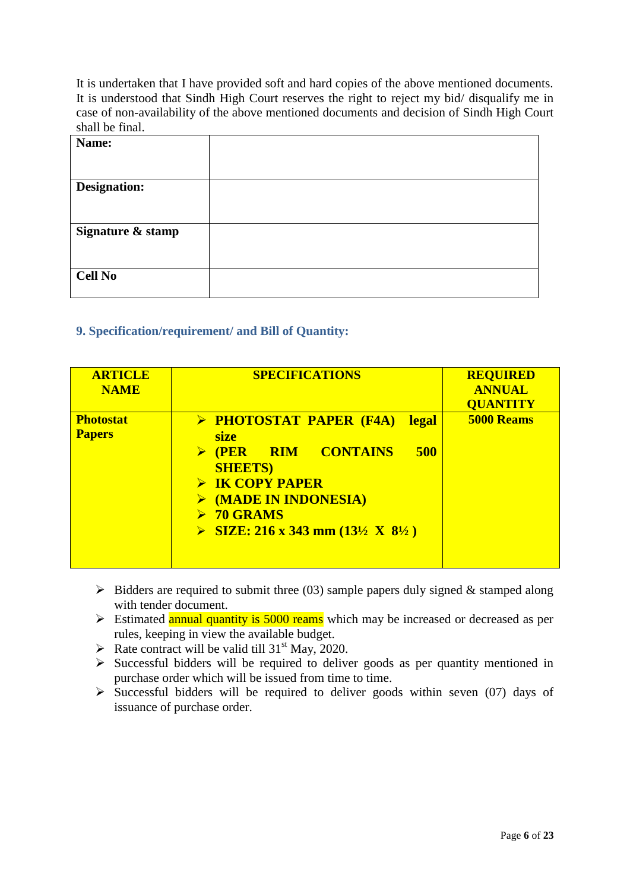It is undertaken that I have provided soft and hard copies of the above mentioned documents. It is understood that Sindh High Court reserves the right to reject my bid/ disqualify me in case of non-availability of the above mentioned documents and decision of Sindh High Court shall be final.

| **Name:** | |
|---|---|
| **Designation:** | |
| **Signature & stamp** | |
| **Cell No** | |

### 9. Specification/requirement/ and Bill of Quantity:

| ARTICLE NAME | SPECIFICATIONS | REQUIRED ANNUAL QUANTITY |
|---|---|---|
| **Photostat Papers** | ➢ **PHOTOSTAT PAPER (F4A) legal size**<br>➢ **(PER RIM CONTAINS 500 SHEETS)**<br>➢ **IK COPY PAPER**<br>➢ **(MADE IN INDONESIA)**<br>➢ **70 GRAMS**<br>➢ **SIZE: 216 x 343 mm (13½ X 8½ )** | **5000 Reams** |

- Bidders are required to submit three (03) sample papers duly signed & stamped along with tender document.
- Estimated annual quantity is 5000 reams which may be increased or decreased as per rules, keeping in view the available budget.
- Rate contract will be valid till 31st May, 2020.
- Successful bidders will be required to deliver goods as per quantity mentioned in purchase order which will be issued from time to time.
- Successful bidders will be required to deliver goods within seven (07) days of issuance of purchase order.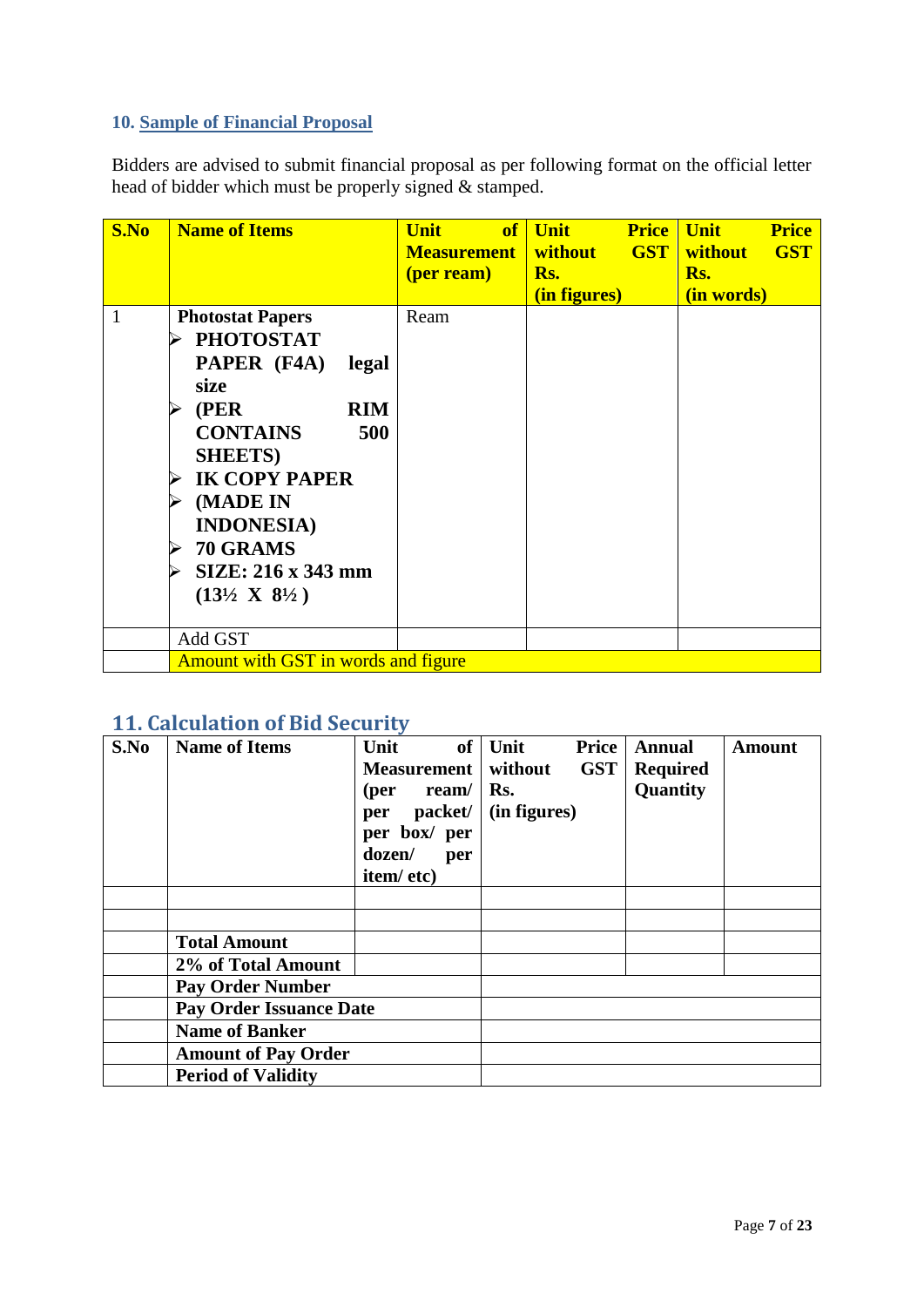## 10. Sample of Financial Proposal

Bidders are advised to submit financial proposal as per following format on the official letter head of bidder which must be properly signed & stamped.

| S.No | Name of Items | Unit of Measurement (per ream) | Unit Price without GST Rs. (in figures) | Unit Price without GST Rs. (in words) |
|---|---|---|---|---|
| 1 | **Photostat Papers**<br>➢ **PHOTOSTAT PAPER (F4A) legal size**<br>➢ **(PER RIM CONTAINS 500 SHEETS)**<br>➢ **IK COPY PAPER**<br>➢ **(MADE IN INDONESIA)**<br>➢ **70 GRAMS**<br>➢ **SIZE: 216 x 343 mm (13½ X 8½ )** | Ream | | |
| | Add GST | | | |
| | Amount with GST in words and figure | | | |

## 11. Calculation of Bid Security

| S.No | Name of Items | Unit of Measurement (per ream/ per packet/ per box/ per dozen/ per item/ etc) | Unit Price without GST Rs. (in figures) | Annual Required Quantity | Amount |
|---|---|---|---|---|---|
| | | | | | |
| | | | | | |
| | **Total Amount** | | | | |
| | **2% of Total Amount** | | | | |
| | **Pay Order Number** | | | | |
| | **Pay Order Issuance Date** | | | | |
| | **Name of Banker** | | | | |
| | **Amount of Pay Order** | | | | |
| | **Period of Validity** | | | | |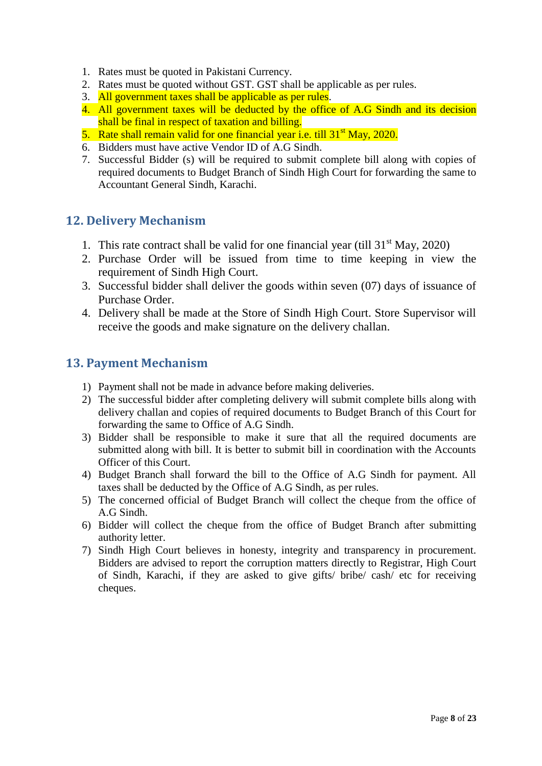1. Rates must be quoted in Pakistani Currency.
2. Rates must be quoted without GST. GST shall be applicable as per rules.
3. All government taxes shall be applicable as per rules.
4. All government taxes will be deducted by the office of A.G Sindh and its decision shall be final in respect of taxation and billing.
5. Rate shall remain valid for one financial year i.e. till 31st May, 2020.
6. Bidders must have active Vendor ID of A.G Sindh.
7. Successful Bidder (s) will be required to submit complete bill along with copies of required documents to Budget Branch of Sindh High Court for forwarding the same to Accountant General Sindh, Karachi.

## 12. Delivery Mechanism

1. This rate contract shall be valid for one financial year (till 31st May, 2020)
2. Purchase Order will be issued from time to time keeping in view the requirement of Sindh High Court.
3. Successful bidder shall deliver the goods within seven (07) days of issuance of Purchase Order.
4. Delivery shall be made at the Store of Sindh High Court. Store Supervisor will receive the goods and make signature on the delivery challan.

## 13. Payment Mechanism

1) Payment shall not be made in advance before making deliveries.
2) The successful bidder after completing delivery will submit complete bills along with delivery challan and copies of required documents to Budget Branch of this Court for forwarding the same to Office of A.G Sindh.
3) Bidder shall be responsible to make it sure that all the required documents are submitted along with bill. It is better to submit bill in coordination with the Accounts Officer of this Court.
4) Budget Branch shall forward the bill to the Office of A.G Sindh for payment. All taxes shall be deducted by the Office of A.G Sindh, as per rules.
5) The concerned official of Budget Branch will collect the cheque from the office of A.G Sindh.
6) Bidder will collect the cheque from the office of Budget Branch after submitting authority letter.
7) Sindh High Court believes in honesty, integrity and transparency in procurement. Bidders are advised to report the corruption matters directly to Registrar, High Court of Sindh, Karachi, if they are asked to give gifts/ bribe/ cash/ etc for receiving cheques.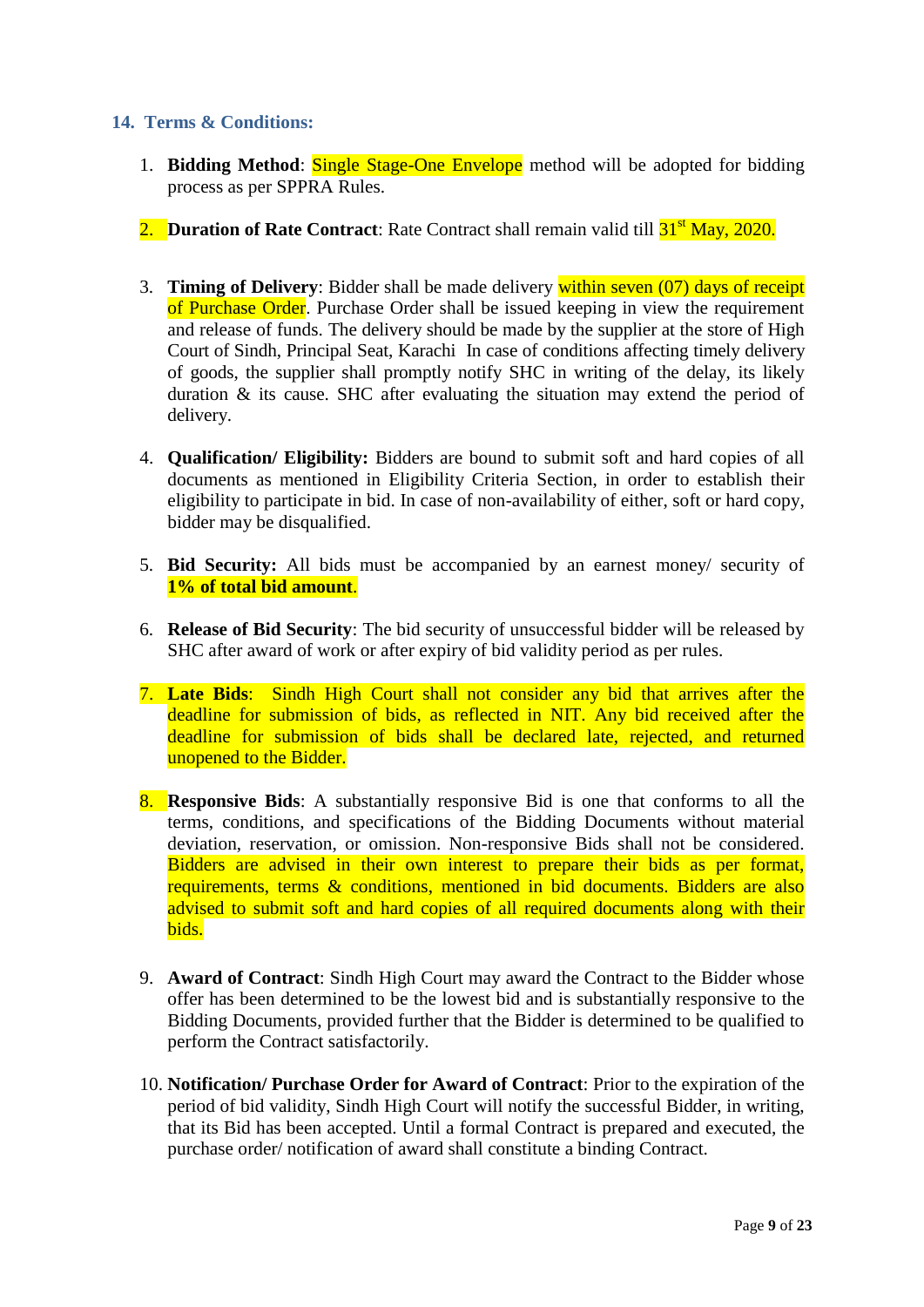### 14. Terms & Conditions:

1. **Bidding Method**: Single Stage-One Envelope method will be adopted for bidding process as per SPPRA Rules.

2. **Duration of Rate Contract**: Rate Contract shall remain valid till 31st May, 2020.

3. **Timing of Delivery**: Bidder shall be made delivery within seven (07) days of receipt of Purchase Order. Purchase Order shall be issued keeping in view the requirement and release of funds. The delivery should be made by the supplier at the store of High Court of Sindh, Principal Seat, Karachi In case of conditions affecting timely delivery of goods, the supplier shall promptly notify SHC in writing of the delay, its likely duration & its cause. SHC after evaluating the situation may extend the period of delivery.

4. **Qualification/ Eligibility:** Bidders are bound to submit soft and hard copies of all documents as mentioned in Eligibility Criteria Section, in order to establish their eligibility to participate in bid. In case of non-availability of either, soft or hard copy, bidder may be disqualified.

5. **Bid Security:** All bids must be accompanied by an earnest money/ security of **1% of total bid amount**.

6. **Release of Bid Security**: The bid security of unsuccessful bidder will be released by SHC after award of work or after expiry of bid validity period as per rules.

7. **Late Bids**: Sindh High Court shall not consider any bid that arrives after the deadline for submission of bids, as reflected in NIT. Any bid received after the deadline for submission of bids shall be declared late, rejected, and returned unopened to the Bidder.

8. **Responsive Bids**: A substantially responsive Bid is one that conforms to all the terms, conditions, and specifications of the Bidding Documents without material deviation, reservation, or omission. Non-responsive Bids shall not be considered. Bidders are advised in their own interest to prepare their bids as per format, requirements, terms & conditions, mentioned in bid documents. Bidders are also advised to submit soft and hard copies of all required documents along with their bids.

9. **Award of Contract**: Sindh High Court may award the Contract to the Bidder whose offer has been determined to be the lowest bid and is substantially responsive to the Bidding Documents, provided further that the Bidder is determined to be qualified to perform the Contract satisfactorily.

10. **Notification/ Purchase Order for Award of Contract**: Prior to the expiration of the period of bid validity, Sindh High Court will notify the successful Bidder, in writing, that its Bid has been accepted. Until a formal Contract is prepared and executed, the purchase order/ notification of award shall constitute a binding Contract.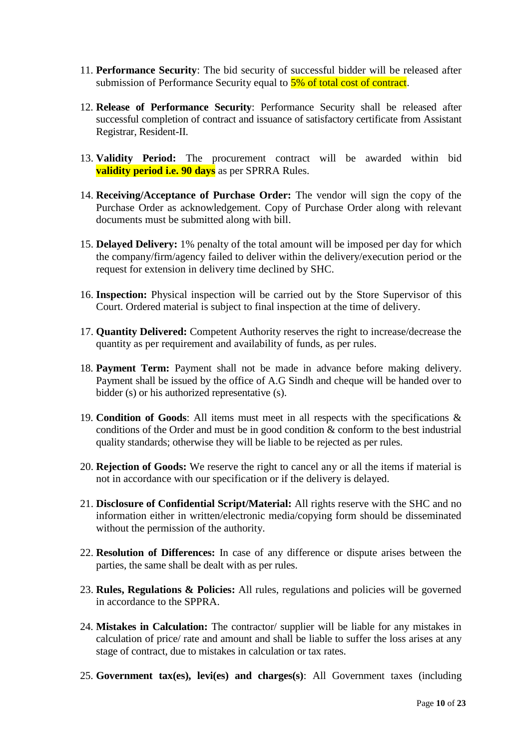11. **Performance Security**: The bid security of successful bidder will be released after submission of Performance Security equal to 5% of total cost of contract.

12. **Release of Performance Security**: Performance Security shall be released after successful completion of contract and issuance of satisfactory certificate from Assistant Registrar, Resident-II.

13. **Validity Period:** The procurement contract will be awarded within bid **validity period i.e. 90 days** as per SPRRA Rules.

14. **Receiving/Acceptance of Purchase Order:** The vendor will sign the copy of the Purchase Order as acknowledgement. Copy of Purchase Order along with relevant documents must be submitted along with bill.

15. **Delayed Delivery:** 1% penalty of the total amount will be imposed per day for which the company/firm/agency failed to deliver within the delivery/execution period or the request for extension in delivery time declined by SHC.

16. **Inspection:** Physical inspection will be carried out by the Store Supervisor of this Court. Ordered material is subject to final inspection at the time of delivery.

17. **Quantity Delivered:** Competent Authority reserves the right to increase/decrease the quantity as per requirement and availability of funds, as per rules.

18. **Payment Term:** Payment shall not be made in advance before making delivery. Payment shall be issued by the office of A.G Sindh and cheque will be handed over to bidder (s) or his authorized representative (s).

19. **Condition of Goods**: All items must meet in all respects with the specifications & conditions of the Order and must be in good condition & conform to the best industrial quality standards; otherwise they will be liable to be rejected as per rules.

20. **Rejection of Goods:** We reserve the right to cancel any or all the items if material is not in accordance with our specification or if the delivery is delayed.

21. **Disclosure of Confidential Script/Material:** All rights reserve with the SHC and no information either in written/electronic media/copying form should be disseminated without the permission of the authority.

22. **Resolution of Differences:** In case of any difference or dispute arises between the parties, the same shall be dealt with as per rules.

23. **Rules, Regulations & Policies:** All rules, regulations and policies will be governed in accordance to the SPPRA.

24. **Mistakes in Calculation:** The contractor/ supplier will be liable for any mistakes in calculation of price/ rate and amount and shall be liable to suffer the loss arises at any stage of contract, due to mistakes in calculation or tax rates.

25. **Government tax(es), levi(es) and charges(s)**: All Government taxes (including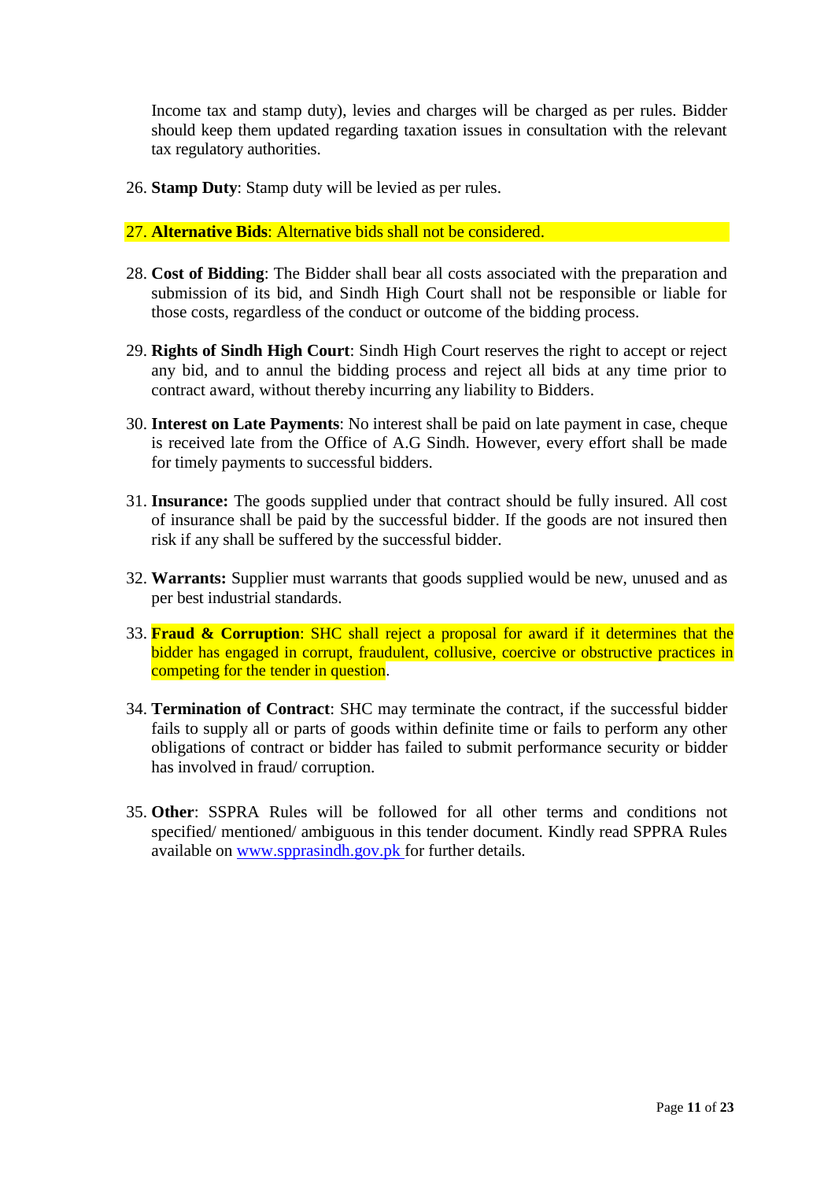Income tax and stamp duty), levies and charges will be charged as per rules. Bidder should keep them updated regarding taxation issues in consultation with the relevant tax regulatory authorities.

26. **Stamp Duty**: Stamp duty will be levied as per rules.

27. **Alternative Bids**: Alternative bids shall not be considered.

28. **Cost of Bidding**: The Bidder shall bear all costs associated with the preparation and submission of its bid, and Sindh High Court shall not be responsible or liable for those costs, regardless of the conduct or outcome of the bidding process.

29. **Rights of Sindh High Court**: Sindh High Court reserves the right to accept or reject any bid, and to annul the bidding process and reject all bids at any time prior to contract award, without thereby incurring any liability to Bidders.

30. **Interest on Late Payments**: No interest shall be paid on late payment in case, cheque is received late from the Office of A.G Sindh. However, every effort shall be made for timely payments to successful bidders.

31. **Insurance:** The goods supplied under that contract should be fully insured. All cost of insurance shall be paid by the successful bidder. If the goods are not insured then risk if any shall be suffered by the successful bidder.

32. **Warrants:** Supplier must warrants that goods supplied would be new, unused and as per best industrial standards.

33. **Fraud & Corruption**: SHC shall reject a proposal for award if it determines that the bidder has engaged in corrupt, fraudulent, collusive, coercive or obstructive practices in competing for the tender in question.

34. **Termination of Contract**: SHC may terminate the contract, if the successful bidder fails to supply all or parts of goods within definite time or fails to perform any other obligations of contract or bidder has failed to submit performance security or bidder has involved in fraud/ corruption.

35. **Other**: SSPRA Rules will be followed for all other terms and conditions not specified/ mentioned/ ambiguous in this tender document. Kindly read SPPRA Rules available on www.spprasindh.gov.pk for further details.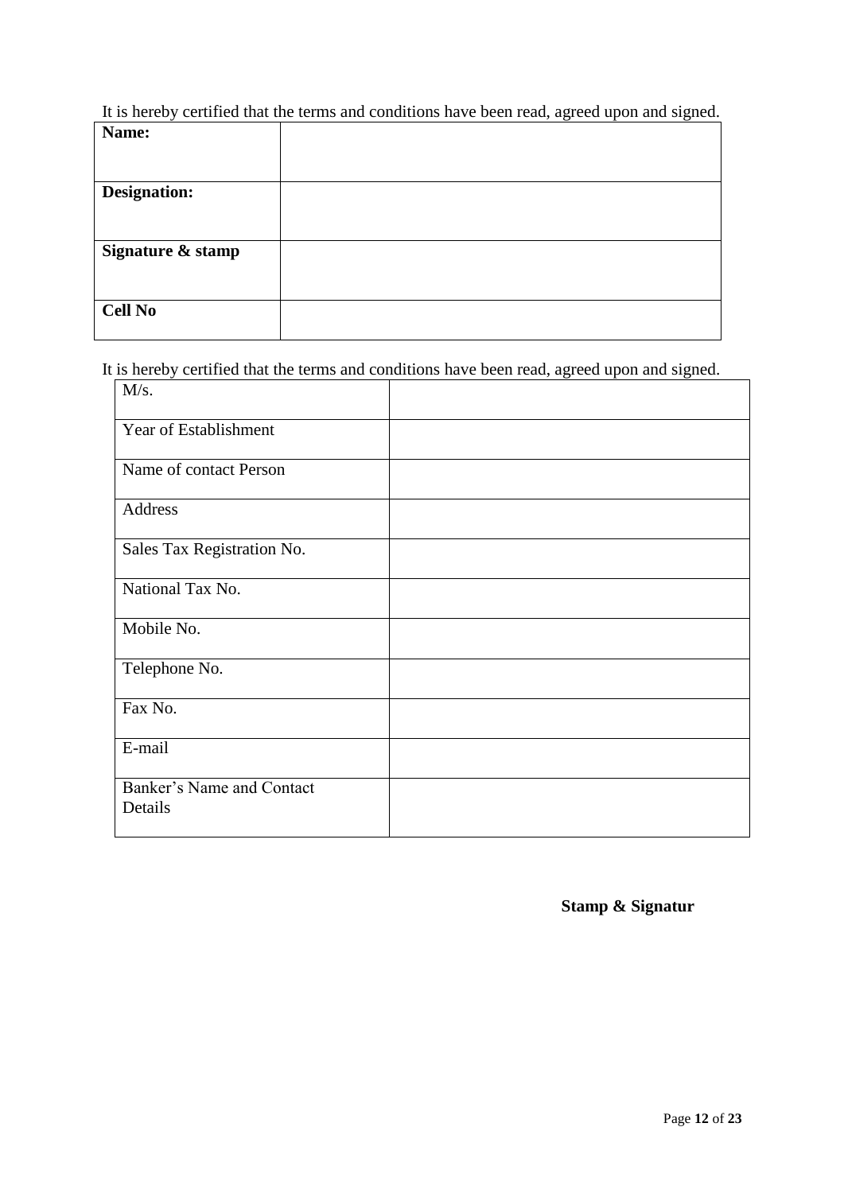It is hereby certified that the terms and conditions have been read, agreed upon and signed.

| **Name:** | |
|---|---|
| **Designation:** | |
| **Signature & stamp** | |
| **Cell No** | |

It is hereby certified that the terms and conditions have been read, agreed upon and signed.

| M/s. | |
|---|---|
| Year of Establishment | |
| Name of contact Person | |
| Address | |
| Sales Tax Registration No. | |
| National Tax No. | |
| Mobile No. | |
| Telephone No. | |
| Fax No. | |
| E-mail | |
| Banker's Name and Contact Details | |

**Stamp & Signatur**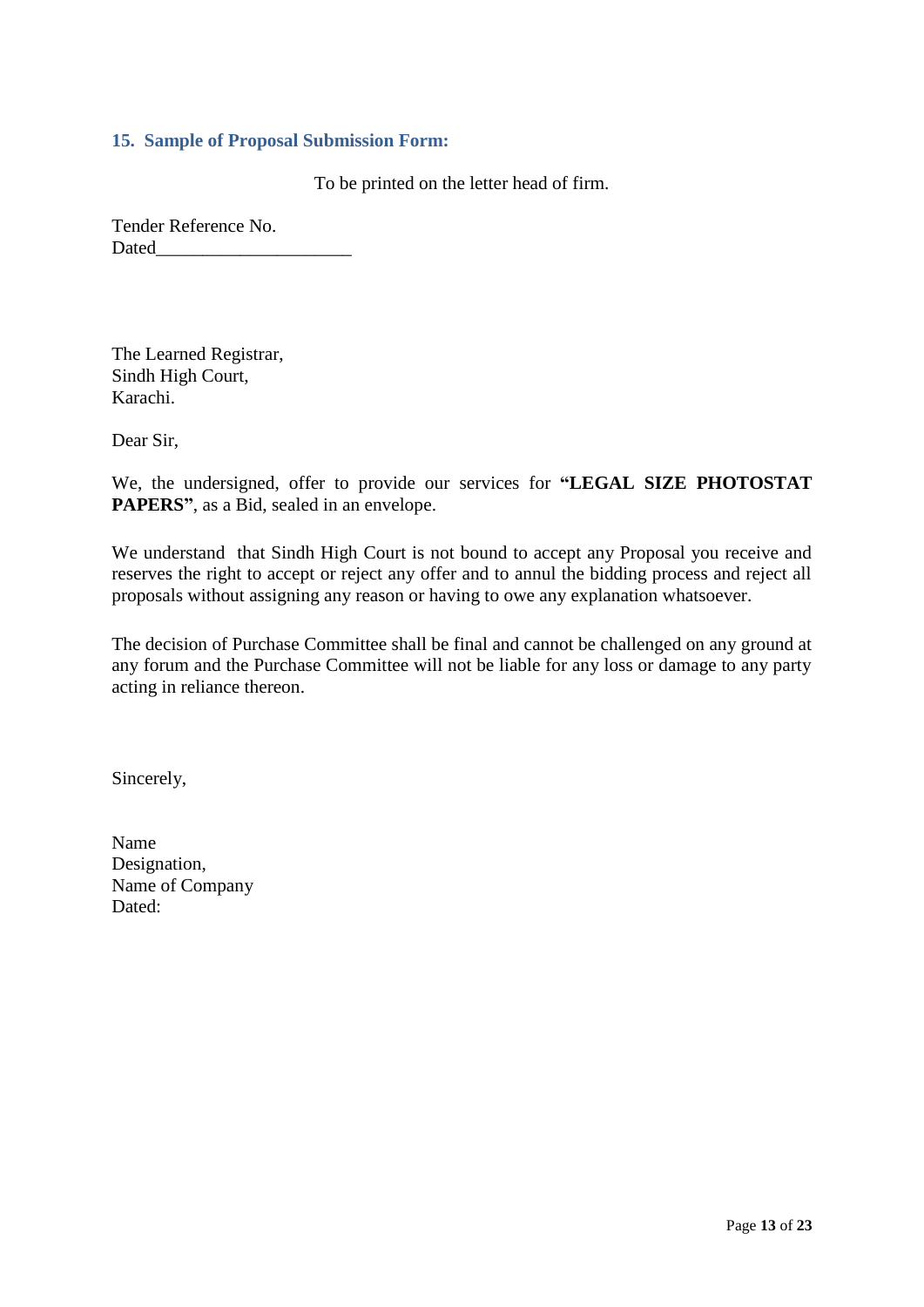## 15. Sample of Proposal Submission Form:

To be printed on the letter head of firm.

Tender Reference No.
Dated_____________________

The Learned Registrar,
Sindh High Court,
Karachi.

Dear Sir,

We, the undersigned, offer to provide our services for **"LEGAL SIZE PHOTOSTAT PAPERS"**, as a Bid, sealed in an envelope.

We understand that Sindh High Court is not bound to accept any Proposal you receive and reserves the right to accept or reject any offer and to annul the bidding process and reject all proposals without assigning any reason or having to owe any explanation whatsoever.

The decision of Purchase Committee shall be final and cannot be challenged on any ground at any forum and the Purchase Committee will not be liable for any loss or damage to any party acting in reliance thereon.

Sincerely,

Name
Designation,
Name of Company
Dated: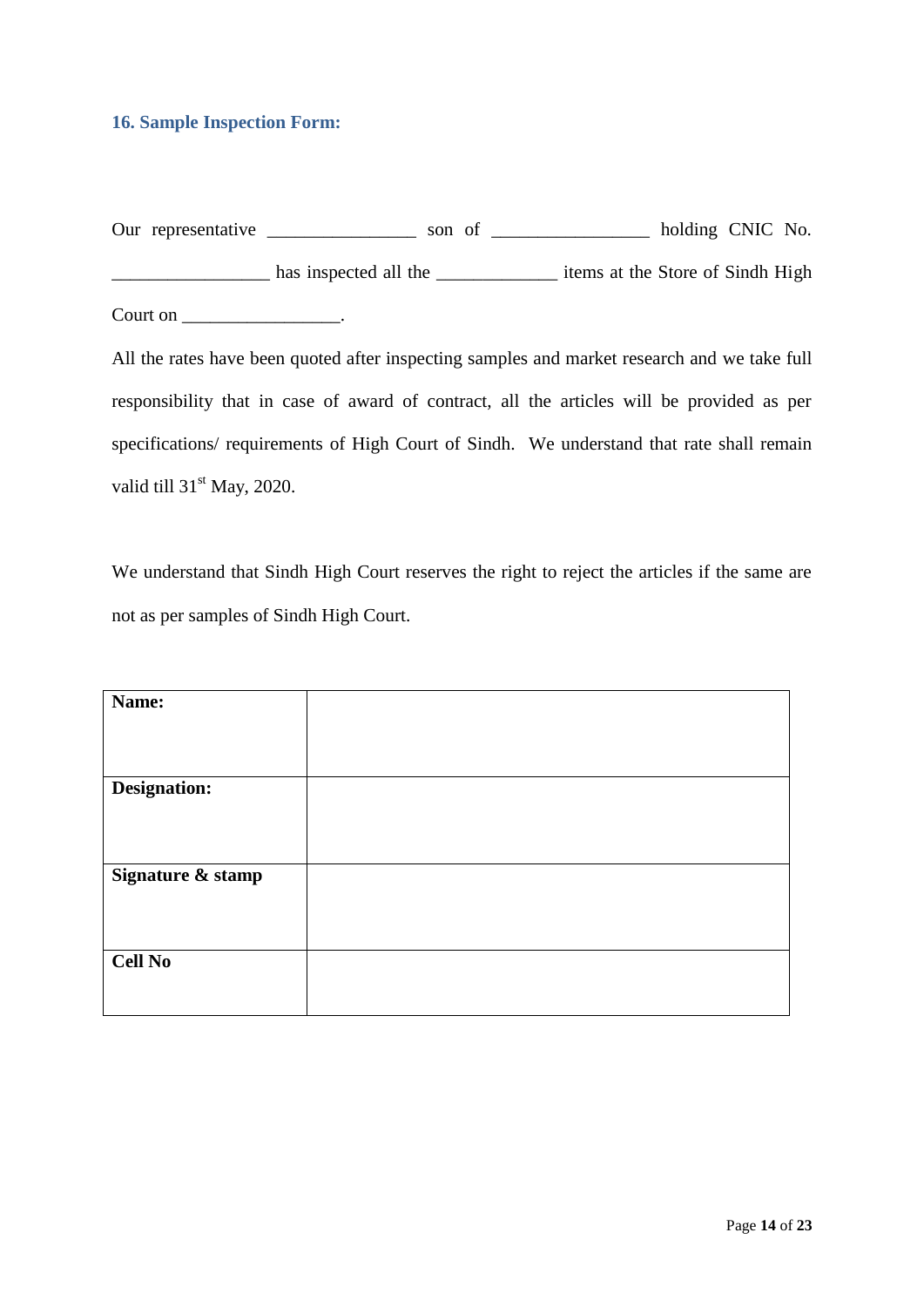## 16. Sample Inspection Form:

Our representative ________________ son of _________________ holding CNIC No. _________________ has inspected all the _____________ items at the Store of Sindh High Court on _________________.

All the rates have been quoted after inspecting samples and market research and we take full responsibility that in case of award of contract, all the articles will be provided as per specifications/ requirements of High Court of Sindh. We understand that rate shall remain valid till 31st May, 2020.

We understand that Sindh High Court reserves the right to reject the articles if the same are not as per samples of Sindh High Court.

| **Name:** | |
|---|---|
| **Designation:** | |
| **Signature & stamp** | |
| **Cell No** | |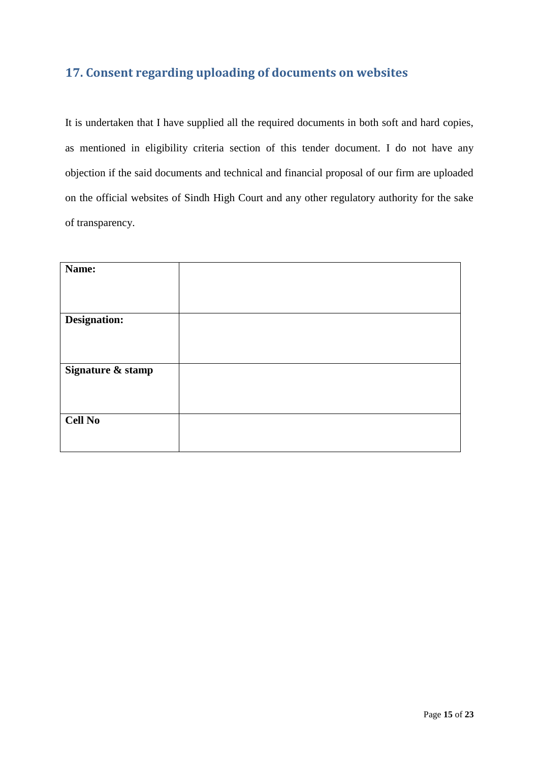## 17. Consent regarding uploading of documents on websites

It is undertaken that I have supplied all the required documents in both soft and hard copies, as mentioned in eligibility criteria section of this tender document. I do not have any objection if the said documents and technical and financial proposal of our firm are uploaded on the official websites of Sindh High Court and any other regulatory authority for the sake of transparency.

| **Name:** | |
|---|---|
| **Designation:** | |
| **Signature & stamp** | |
| **Cell No** | |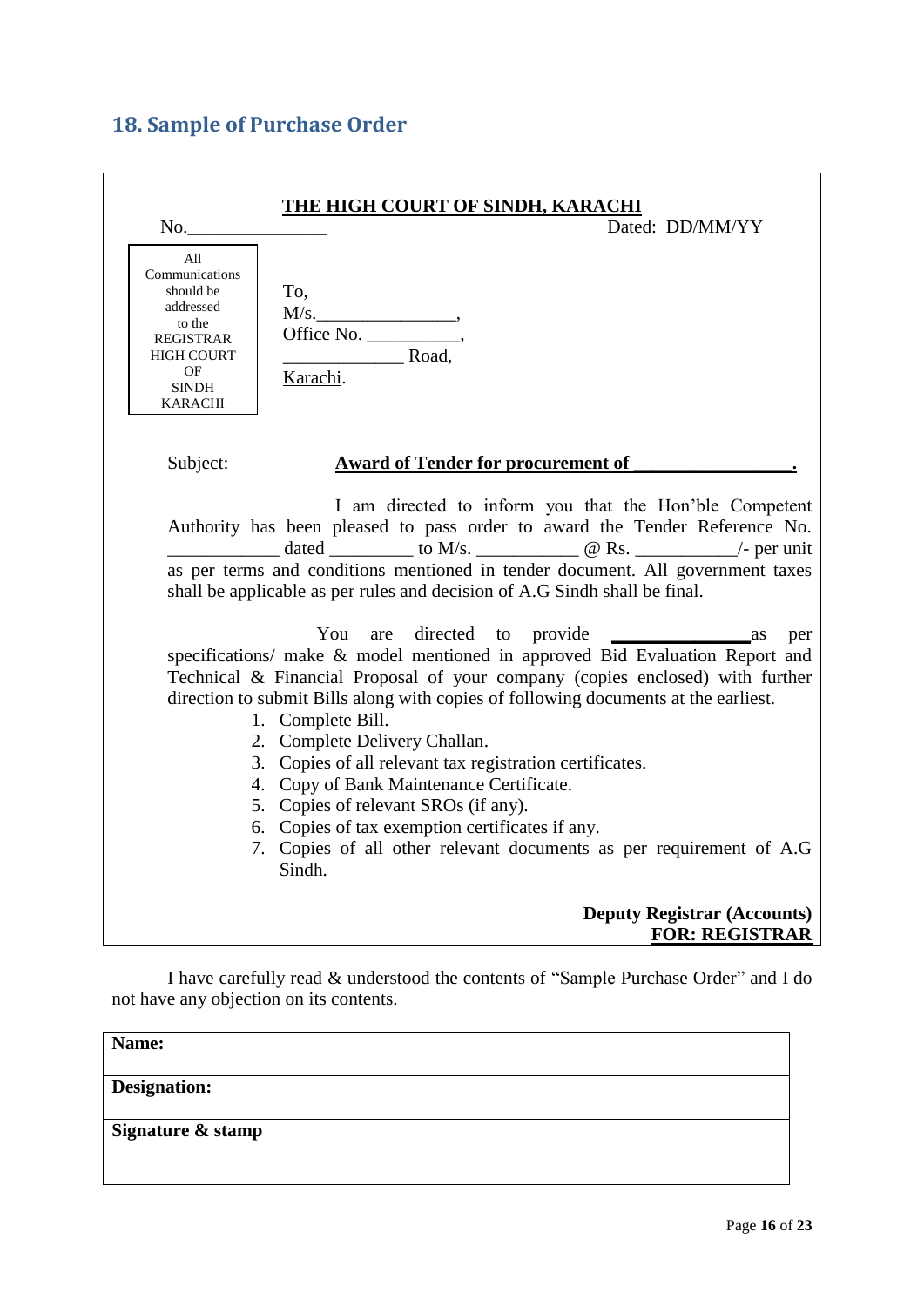## 18. Sample of Purchase Order

**THE HIGH COURT OF SINDH, KARACHI**

No.______________ Dated: DD/MM/YY

| All Communications should be addressed to the REGISTRAR HIGH COURT OF SINDH KARACHI |
|---|

To,
M/s.______________,
Office No. __________,
____________ Road,
Karachi.

Subject: **Award of Tender for procurement of ________________.**

I am directed to inform you that the Hon'ble Competent Authority has been pleased to pass order to award the Tender Reference No. ___________ dated ________ to M/s. __________ @ Rs. __________/- per unit as per terms and conditions mentioned in tender document. All government taxes shall be applicable as per rules and decision of A.G Sindh shall be final.

You are directed to provide **______________** as per specifications/ make & model mentioned in approved Bid Evaluation Report and Technical & Financial Proposal of your company (copies enclosed) with further direction to submit Bills along with copies of following documents at the earliest.

1. Complete Bill.
2. Complete Delivery Challan.
3. Copies of all relevant tax registration certificates.
4. Copy of Bank Maintenance Certificate.
5. Copies of relevant SROs (if any).
6. Copies of tax exemption certificates if any.
7. Copies of all other relevant documents as per requirement of A.G Sindh.

**Deputy Registrar (Accounts)**
**FOR: REGISTRAR**

I have carefully read & understood the contents of "Sample Purchase Order" and I do not have any objection on its contents.

| **Name:** | |
|---|---|
| **Designation:** | |
| **Signature & stamp** | |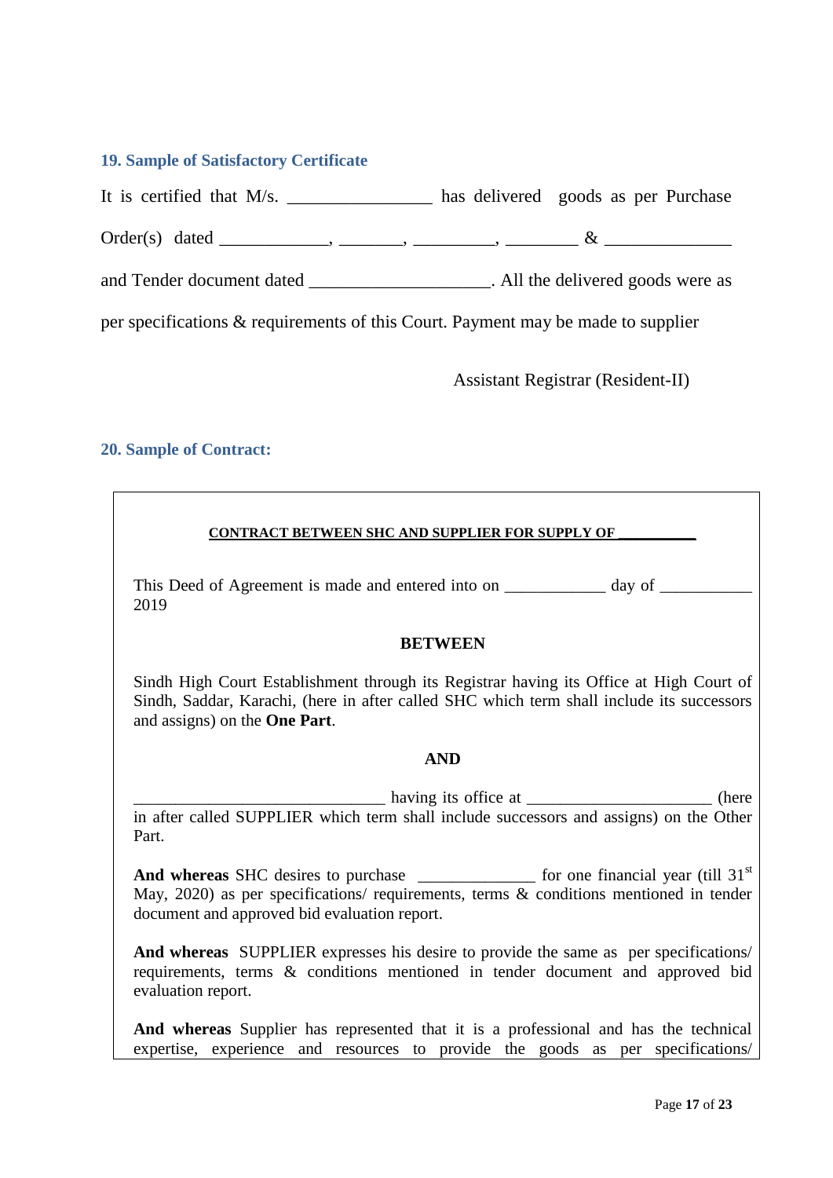## 19. Sample of Satisfactory Certificate

It is certified that M/s. ________________ has delivered goods as per Purchase Order(s) dated _____________, ________, __________, _________ & ______________ and Tender document dated _____________________. All the delivered goods were as per specifications & requirements of this Court. Payment may be made to supplier

Assistant Registrar (Resident-II)

## 20. Sample of Contract:

**CONTRACT BETWEEN SHC AND SUPPLIER FOR SUPPLY OF __________**

This Deed of Agreement is made and entered into on ____________ day of ___________ 2019

**BETWEEN**

Sindh High Court Establishment through its Registrar having its Office at High Court of Sindh, Saddar, Karachi, (here in after called SHC which term shall include its successors and assigns) on the **One Part**.

**AND**

_______________________________ having its office at ______________________ (here in after called SUPPLIER which term shall include successors and assigns) on the Other Part.

**And whereas** SHC desires to purchase ______________ for one financial year (till 31st May, 2020) as per specifications/ requirements, terms & conditions mentioned in tender document and approved bid evaluation report.

**And whereas** SUPPLIER expresses his desire to provide the same as per specifications/ requirements, terms & conditions mentioned in tender document and approved bid evaluation report.

**And whereas** Supplier has represented that it is a professional and has the technical expertise, experience and resources to provide the goods as per specifications/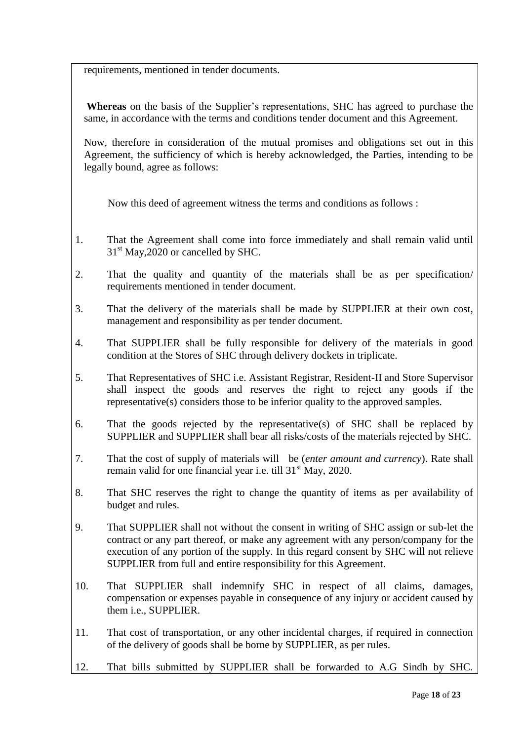requirements, mentioned in tender documents.

**Whereas** on the basis of the Supplier's representations, SHC has agreed to purchase the same, in accordance with the terms and conditions tender document and this Agreement.

Now, therefore in consideration of the mutual promises and obligations set out in this Agreement, the sufficiency of which is hereby acknowledged, the Parties, intending to be legally bound, agree as follows:

Now this deed of agreement witness the terms and conditions as follows :

1. That the Agreement shall come into force immediately and shall remain valid until 31st May,2020 or cancelled by SHC.

2. That the quality and quantity of the materials shall be as per specification/ requirements mentioned in tender document.

3. That the delivery of the materials shall be made by SUPPLIER at their own cost, management and responsibility as per tender document.

4. That SUPPLIER shall be fully responsible for delivery of the materials in good condition at the Stores of SHC through delivery dockets in triplicate.

5. That Representatives of SHC i.e. Assistant Registrar, Resident-II and Store Supervisor shall inspect the goods and reserves the right to reject any goods if the representative(s) considers those to be inferior quality to the approved samples.

6. That the goods rejected by the representative(s) of SHC shall be replaced by SUPPLIER and SUPPLIER shall bear all risks/costs of the materials rejected by SHC.

7. That the cost of supply of materials will be (*enter amount and currency*). Rate shall remain valid for one financial year i.e. till 31st May, 2020.

8. That SHC reserves the right to change the quantity of items as per availability of budget and rules.

9. That SUPPLIER shall not without the consent in writing of SHC assign or sub-let the contract or any part thereof, or make any agreement with any person/company for the execution of any portion of the supply. In this regard consent by SHC will not relieve SUPPLIER from full and entire responsibility for this Agreement.

10. That SUPPLIER shall indemnify SHC in respect of all claims, damages, compensation or expenses payable in consequence of any injury or accident caused by them i.e., SUPPLIER.

11. That cost of transportation, or any other incidental charges, if required in connection of the delivery of goods shall be borne by SUPPLIER, as per rules.

12. That bills submitted by SUPPLIER shall be forwarded to A.G Sindh by SHC.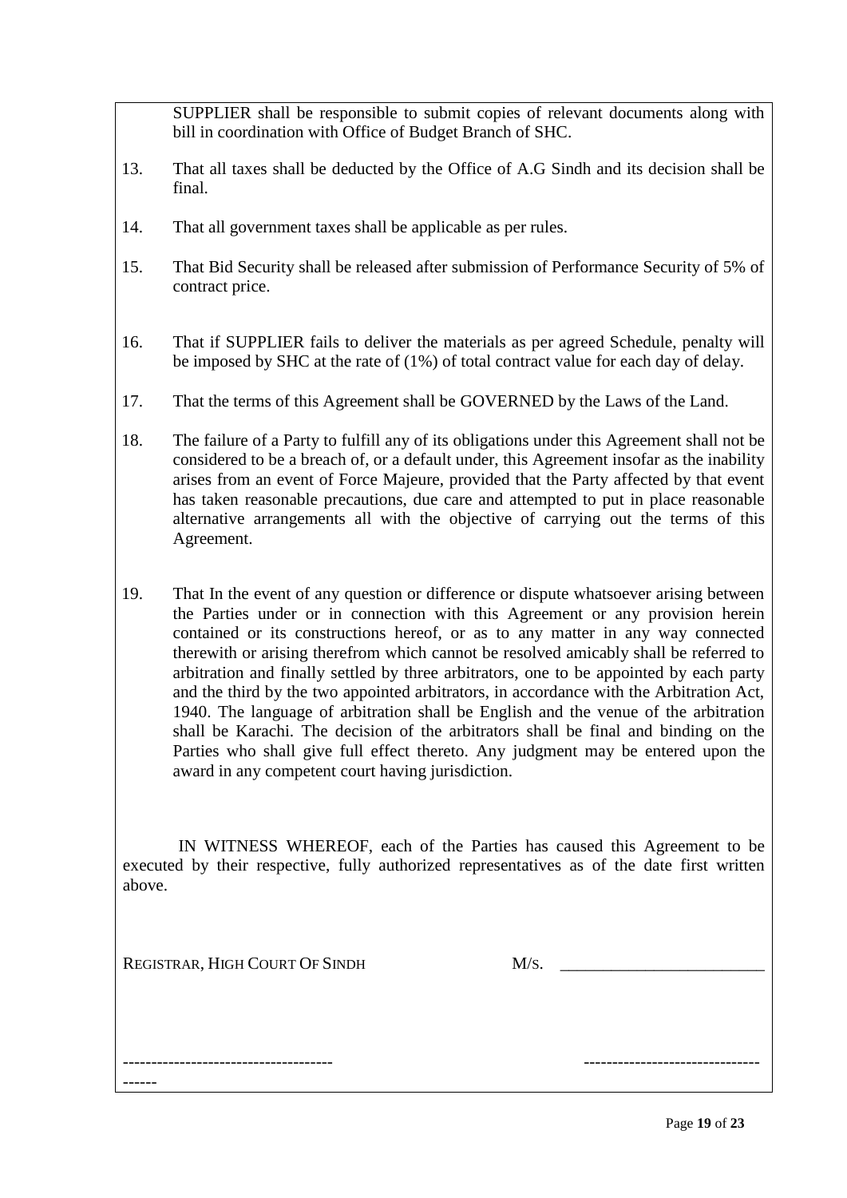SUPPLIER shall be responsible to submit copies of relevant documents along with bill in coordination with Office of Budget Branch of SHC.

13. That all taxes shall be deducted by the Office of A.G Sindh and its decision shall be final.

14. That all government taxes shall be applicable as per rules.

15. That Bid Security shall be released after submission of Performance Security of 5% of contract price.

16. That if SUPPLIER fails to deliver the materials as per agreed Schedule, penalty will be imposed by SHC at the rate of (1%) of total contract value for each day of delay.

17. That the terms of this Agreement shall be GOVERNED by the Laws of the Land.

18. The failure of a Party to fulfill any of its obligations under this Agreement shall not be considered to be a breach of, or a default under, this Agreement insofar as the inability arises from an event of Force Majeure, provided that the Party affected by that event has taken reasonable precautions, due care and attempted to put in place reasonable alternative arrangements all with the objective of carrying out the terms of this Agreement.

19. That In the event of any question or difference or dispute whatsoever arising between the Parties under or in connection with this Agreement or any provision herein contained or its constructions hereof, or as to any matter in any way connected therewith or arising therefrom which cannot be resolved amicably shall be referred to arbitration and finally settled by three arbitrators, one to be appointed by each party and the third by the two appointed arbitrators, in accordance with the Arbitration Act, 1940. The language of arbitration shall be English and the venue of the arbitration shall be Karachi. The decision of the arbitrators shall be final and binding on the Parties who shall give full effect thereto. Any judgment may be entered upon the award in any competent court having jurisdiction.

IN WITNESS WHEREOF, each of the Parties has caused this Agreement to be executed by their respective, fully authorized representatives as of the date first written above.

REGISTRAR, HIGH COURT OF SINDH M/S. ________________________

------------------------------------------ -------------------------------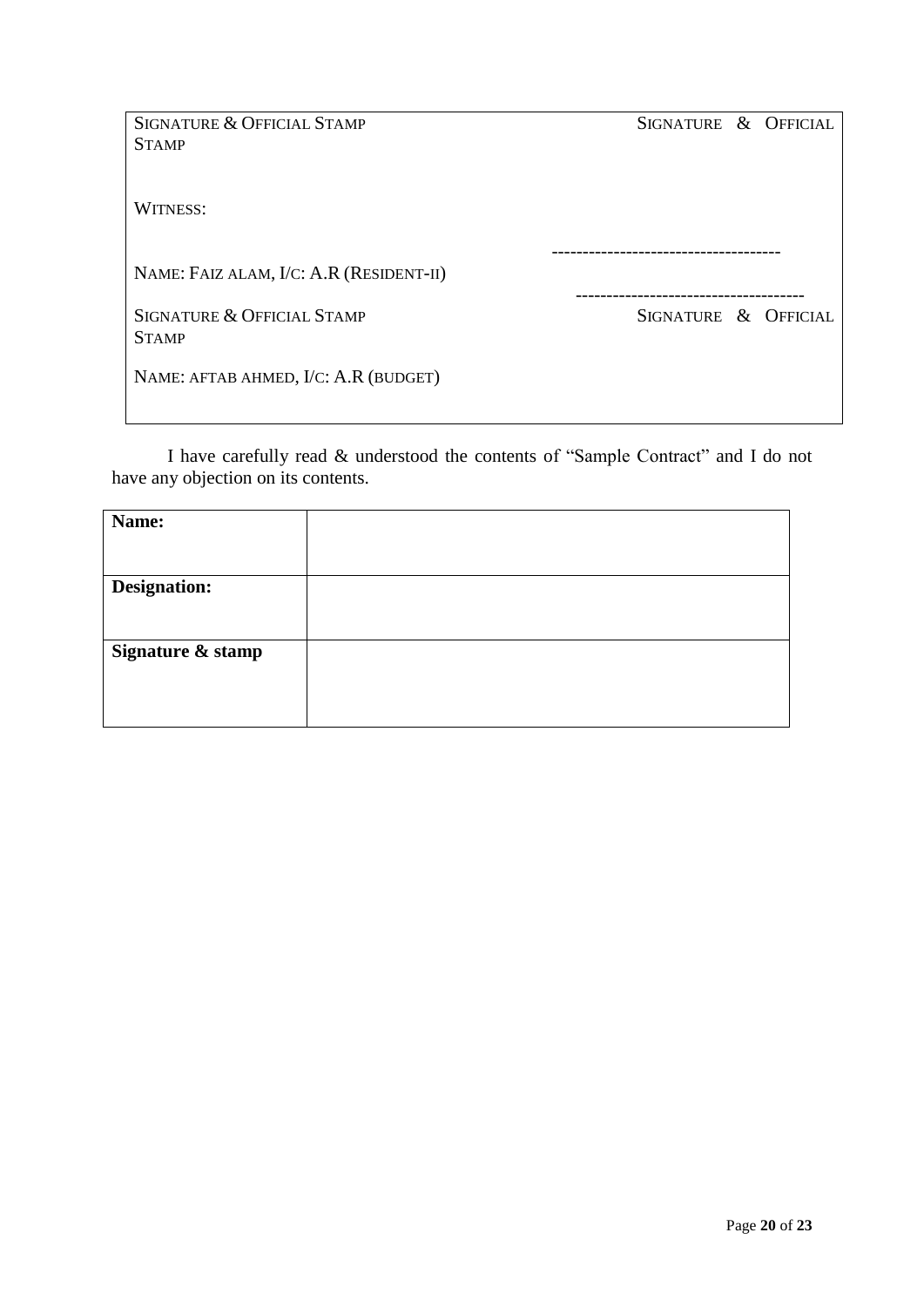| | |
|---|---|
| SIGNATURE & OFFICIAL STAMP | SIGNATURE & OFFICIAL STAMP |
| WITNESS: | |
| | ------------------------------------ |
| NAME: FAIZ ALAM, I/C: A.R (RESIDENT-II) | ------------------------------------ |
| SIGNATURE & OFFICIAL STAMP | SIGNATURE & OFFICIAL STAMP |
| NAME: AFTAB AHMED, I/C: A.R (BUDGET) | |

I have carefully read & understood the contents of "Sample Contract" and I do not have any objection on its contents.

| | |
|---|---|
| **Name:** | |
| **Designation:** | |
| **Signature & stamp** | |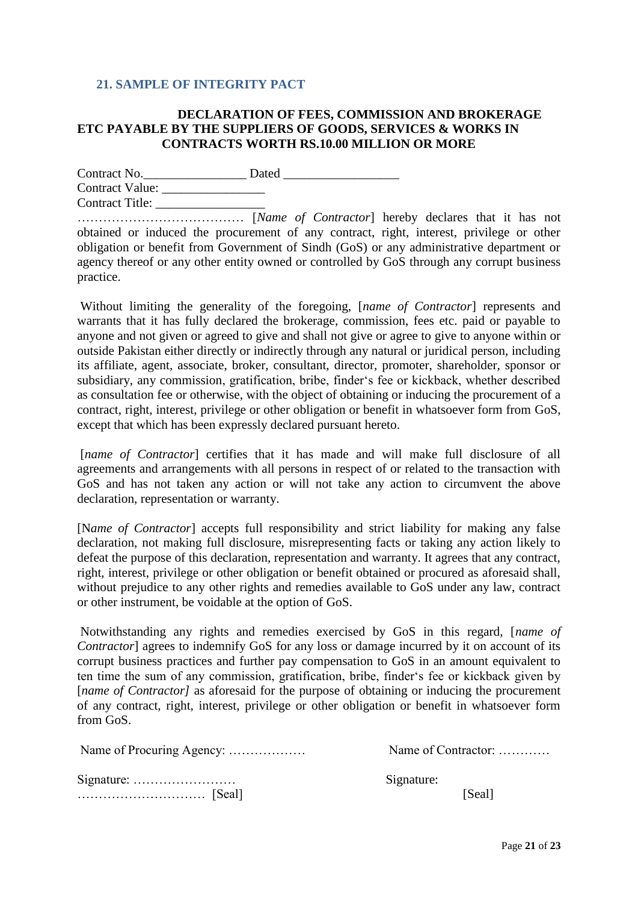## 21. SAMPLE OF INTEGRITY PACT

**DECLARATION OF FEES, COMMISSION AND BROKERAGE ETC PAYABLE BY THE SUPPLIERS OF GOODS, SERVICES & WORKS IN CONTRACTS WORTH RS.10.00 MILLION OR MORE**

Contract No.________________ Dated __________________
Contract Value: ________________
Contract Title: _________________

………………………………… [*Name of Contractor*] hereby declares that it has not obtained or induced the procurement of any contract, right, interest, privilege or other obligation or benefit from Government of Sindh (GoS) or any administrative department or agency thereof or any other entity owned or controlled by GoS through any corrupt business practice.

Without limiting the generality of the foregoing, [*name of Contractor*] represents and warrants that it has fully declared the brokerage, commission, fees etc. paid or payable to anyone and not given or agreed to give and shall not give or agree to give to anyone within or outside Pakistan either directly or indirectly through any natural or juridical person, including its affiliate, agent, associate, broker, consultant, director, promoter, shareholder, sponsor or subsidiary, any commission, gratification, bribe, finder's fee or kickback, whether described as consultation fee or otherwise, with the object of obtaining or inducing the procurement of a contract, right, interest, privilege or other obligation or benefit in whatsoever form from GoS, except that which has been expressly declared pursuant hereto.

[*name of Contractor*] certifies that it has made and will make full disclosure of all agreements and arrangements with all persons in respect of or related to the transaction with GoS and has not taken any action or will not take any action to circumvent the above declaration, representation or warranty.

[N*ame of Contractor*] accepts full responsibility and strict liability for making any false declaration, not making full disclosure, misrepresenting facts or taking any action likely to defeat the purpose of this declaration, representation and warranty. It agrees that any contract, right, interest, privilege or other obligation or benefit obtained or procured as aforesaid shall, without prejudice to any other rights and remedies available to GoS under any law, contract or other instrument, be voidable at the option of GoS.

Notwithstanding any rights and remedies exercised by GoS in this regard, [*name of Contractor*] agrees to indemnify GoS for any loss or damage incurred by it on account of its corrupt business practices and further pay compensation to GoS in an amount equivalent to ten time the sum of any commission, gratification, bribe, finder's fee or kickback given by [*name of Contractor]* as aforesaid for the purpose of obtaining or inducing the procurement of any contract, right, interest, privilege or other obligation or benefit in whatsoever form from GoS.

Name of Procuring Agency: ………………                Name of Contractor: …………

Signature: ……………………                Signature:
………………………… [Seal]                [Seal]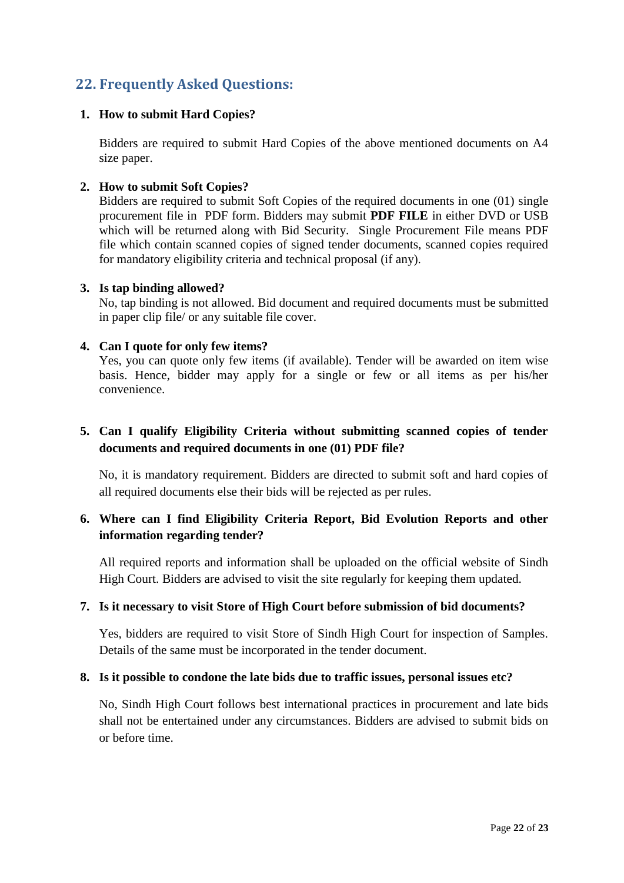## 22. Frequently Asked Questions:

1. **How to submit Hard Copies?**

   Bidders are required to submit Hard Copies of the above mentioned documents on A4 size paper.

2. **How to submit Soft Copies?**
   Bidders are required to submit Soft Copies of the required documents in one (01) single procurement file in PDF form. Bidders may submit **PDF FILE** in either DVD or USB which will be returned along with Bid Security. Single Procurement File means PDF file which contain scanned copies of signed tender documents, scanned copies required for mandatory eligibility criteria and technical proposal (if any).

3. **Is tap binding allowed?**
   No, tap binding is not allowed. Bid document and required documents must be submitted in paper clip file/ or any suitable file cover.

4. **Can I quote for only few items?**
   Yes, you can quote only few items (if available). Tender will be awarded on item wise basis. Hence, bidder may apply for a single or few or all items as per his/her convenience.

5. **Can I qualify Eligibility Criteria without submitting scanned copies of tender documents and required documents in one (01) PDF file?**

   No, it is mandatory requirement. Bidders are directed to submit soft and hard copies of all required documents else their bids will be rejected as per rules.

6. **Where can I find Eligibility Criteria Report, Bid Evolution Reports and other information regarding tender?**

   All required reports and information shall be uploaded on the official website of Sindh High Court. Bidders are advised to visit the site regularly for keeping them updated.

7. **Is it necessary to visit Store of High Court before submission of bid documents?**

   Yes, bidders are required to visit Store of Sindh High Court for inspection of Samples. Details of the same must be incorporated in the tender document.

8. **Is it possible to condone the late bids due to traffic issues, personal issues etc?**

   No, Sindh High Court follows best international practices in procurement and late bids shall not be entertained under any circumstances. Bidders are advised to submit bids on or before time.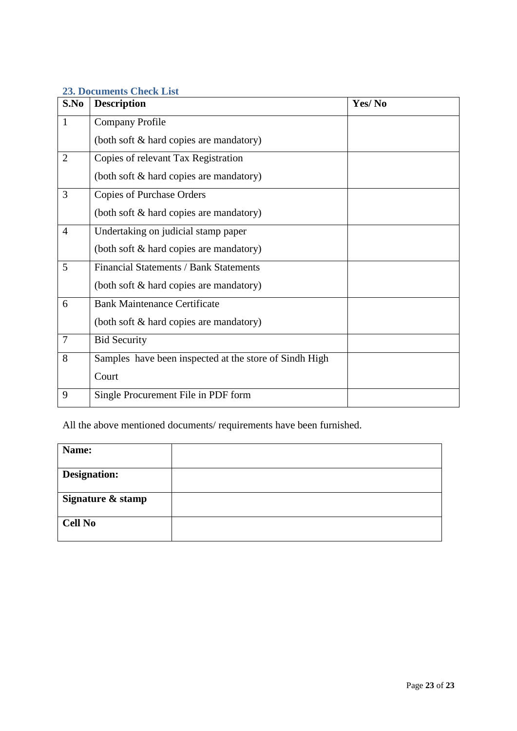## 23. Documents Check List

| S.No | Description | Yes/ No |
|---|---|---|
| 1 | Company Profile<br>(both soft & hard copies are mandatory) | |
| 2 | Copies of relevant Tax Registration<br>(both soft & hard copies are mandatory) | |
| 3 | Copies of Purchase Orders<br>(both soft & hard copies are mandatory) | |
| 4 | Undertaking on judicial stamp paper<br>(both soft & hard copies are mandatory) | |
| 5 | Financial Statements / Bank Statements<br>(both soft & hard copies are mandatory) | |
| 6 | Bank Maintenance Certificate<br>(both soft & hard copies are mandatory) | |
| 7 | Bid Security | |
| 8 | Samples have been inspected at the store of Sindh High Court | |
| 9 | Single Procurement File in PDF form | |

All the above mentioned documents/ requirements have been furnished.

| | |
|---|---|
| **Name:** | |
| **Designation:** | |
| **Signature & stamp** | |
| **Cell No** | |